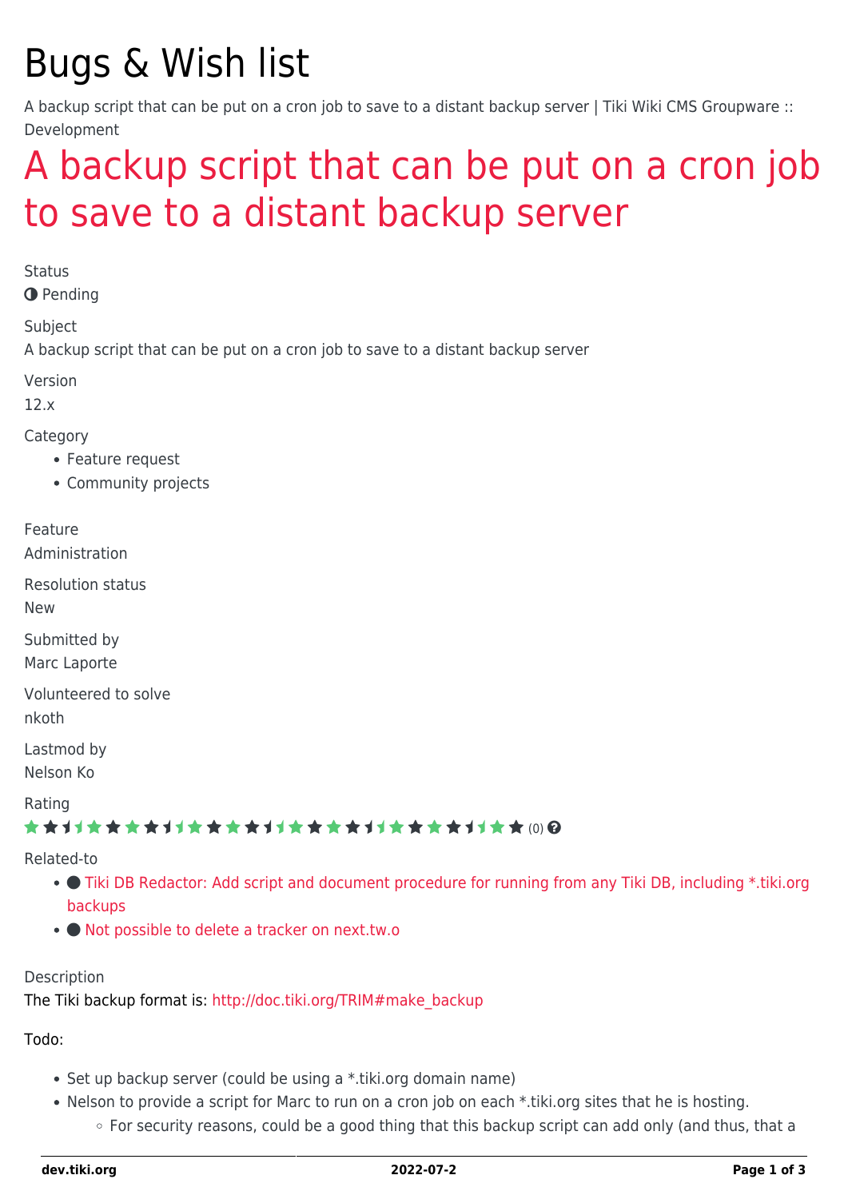# Bugs & Wish list

A backup script that can be put on a cron job to save to a distant backup server | Tiki Wiki CMS Groupware :: Development

## A backup script that can be put on a cron job to save to a distant backup server

Status

◑ Pending

Subject

A backup script that can be put on a cron job to save to a distant backup server

Version

12.x

Category

- Feature request
- Community projects

Feature

Administration

Resolution status

New

Submitted by

Marc Laporte

Volunteered to solve

nkoth

Lastmod by

Nelson Ko

Rating

(0)

Related-to

- ● Tiki DB Redactor: Add script and document procedure for running from any Tiki DB, including *.tiki.org backups
- ● Not possible to delete a tracker on next.tw.o

Description

The Tiki backup format is: http://doc.tiki.org/TRIM#make_backup

Todo:

- Set up backup server (could be using a *.tiki.org domain name)
- Nelson to provide a script for Marc to run on a cron job on each *.tiki.org sites that he is hosting.
  - For security reasons, could be a good thing that this backup script can add only (and thus, that a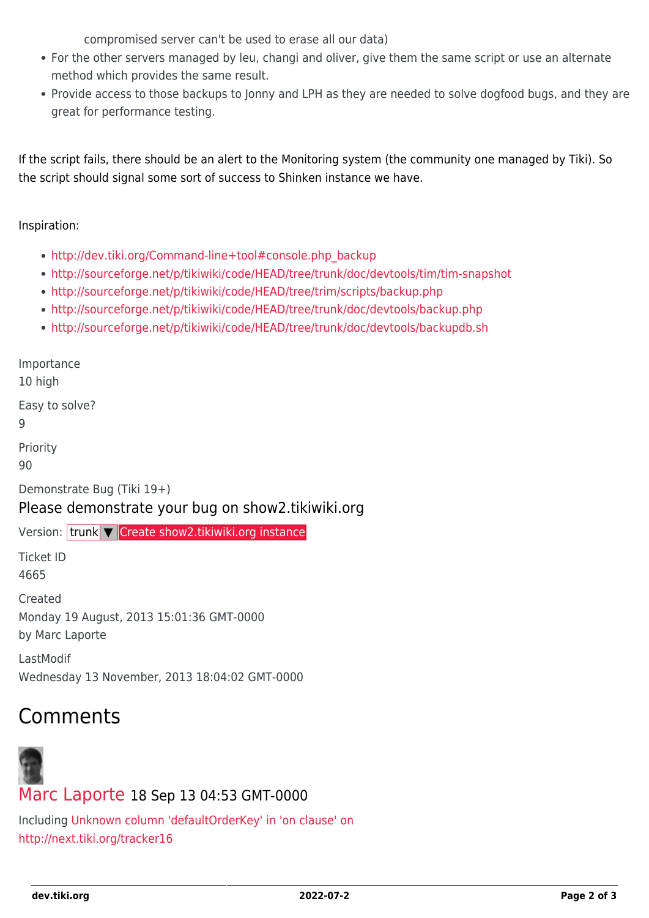compromised server can't be used to erase all our data)

- For the other servers managed by leu, changi and oliver, give them the same script or use an alternate method which provides the same result.
- Provide access to those backups to Jonny and LPH as they are needed to solve dogfood bugs, and they are great for performance testing.

If the script fails, there should be an alert to the Monitoring system (the community one managed by Tiki). So the script should signal some sort of success to Shinken instance we have.

Inspiration:

- http://dev.tiki.org/Command-line+tool#console.php_backup
- http://sourceforge.net/p/tikiwiki/code/HEAD/tree/trunk/doc/devtools/tim/tim-snapshot
- http://sourceforge.net/p/tikiwiki/code/HEAD/tree/trim/scripts/backup.php
- http://sourceforge.net/p/tikiwiki/code/HEAD/tree/trunk/doc/devtools/backup.php
- http://sourceforge.net/p/tikiwiki/code/HEAD/tree/trunk/doc/devtools/backupdb.sh

Importance
10 high

Easy to solve?
9

Priority
90

Demonstrate Bug (Tiki 19+)

Please demonstrate your bug on show2.tikiwiki.org

Version: trunk ▼ Create show2.tikiwiki.org instance

Ticket ID
4665

Created
Monday 19 August, 2013 15:01:36 GMT-0000
by Marc Laporte

LastModif
Wednesday 13 November, 2013 18:04:02 GMT-0000

## Comments

Marc Laporte 18 Sep 13 04:53 GMT-0000

Including Unknown column 'defaultOrderKey' in 'on clause' on http://next.tiki.org/tracker16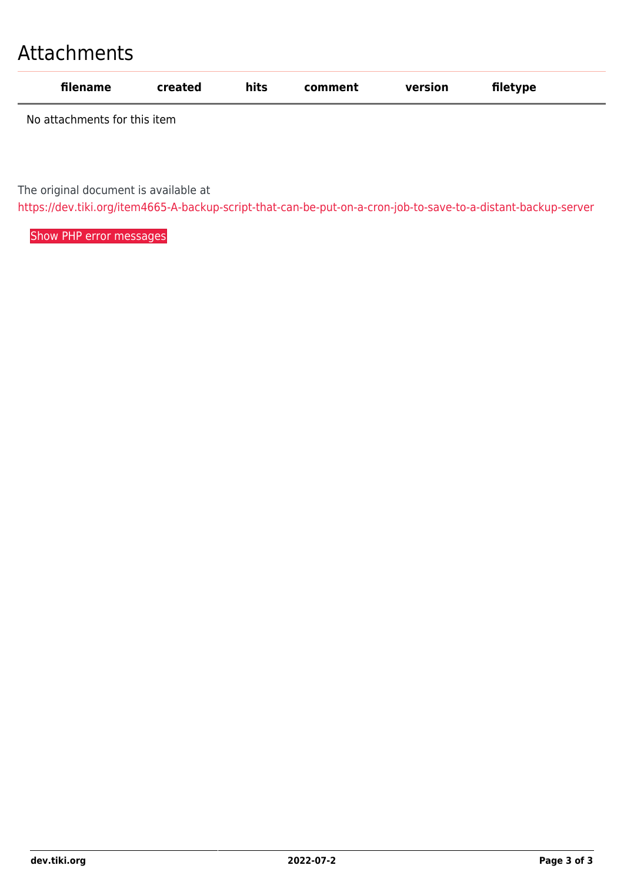# Attachments

| filename | created | hits | comment | version | filetype |
|---|---|---|---|---|---|

No attachments for this item

The original document is available at
https://dev.tiki.org/item4665-A-backup-script-that-can-be-put-on-a-cron-job-to-save-to-a-distant-backup-server

Show PHP error messages